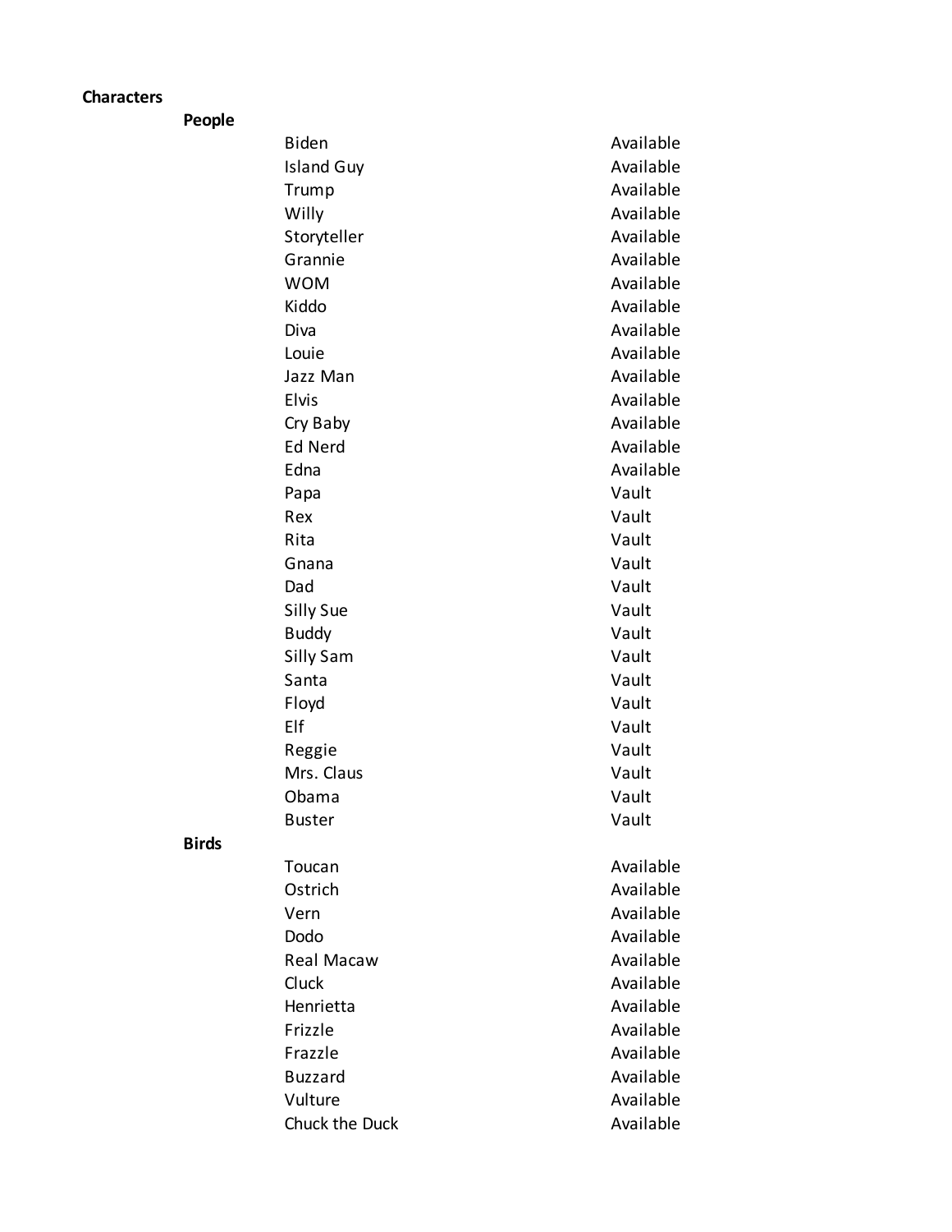**Characters**

**People**

| | |
|---|---|
| Biden | Available |
| Island Guy | Available |
| Trump | Available |
| Willy | Available |
| Storyteller | Available |
| Grannie | Available |
| WOM | Available |
| Kiddo | Available |
| Diva | Available |
| Louie | Available |
| Jazz Man | Available |
| Elvis | Available |
| Cry Baby | Available |
| Ed Nerd | Available |
| Edna | Available |
| Papa | Vault |
| Rex | Vault |
| Rita | Vault |
| Gnana | Vault |
| Dad | Vault |
| Silly Sue | Vault |
| Buddy | Vault |
| Silly Sam | Vault |
| Santa | Vault |
| Floyd | Vault |
| Elf | Vault |
| Reggie | Vault |
| Mrs. Claus | Vault |
| Obama | Vault |
| Buster | Vault |

**Birds**

| | |
|---|---|
| Toucan | Available |
| Ostrich | Available |
| Vern | Available |
| Dodo | Available |
| Real Macaw | Available |
| Cluck | Available |
| Henrietta | Available |
| Frizzle | Available |
| Frazzle | Available |
| Buzzard | Available |
| Vulture | Available |
| Chuck the Duck | Available |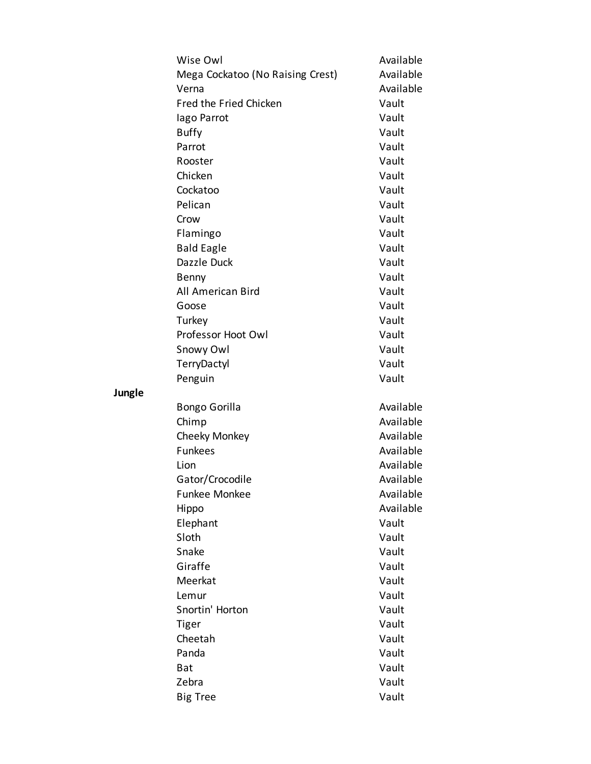| | | |
|---|---|---|
| | Wise Owl | Available |
| | Mega Cockatoo (No Raising Crest) | Available |
| | Verna | Available |
| | Fred the Fried Chicken | Vault |
| | Iago Parrot | Vault |
| | Buffy | Vault |
| | Parrot | Vault |
| | Rooster | Vault |
| | Chicken | Vault |
| | Cockatoo | Vault |
| | Pelican | Vault |
| | Crow | Vault |
| | Flamingo | Vault |
| | Bald Eagle | Vault |
| | Dazzle Duck | Vault |
| | Benny | Vault |
| | All American Bird | Vault |
| | Goose | Vault |
| | Turkey | Vault |
| | Professor Hoot Owl | Vault |
| | Snowy Owl | Vault |
| | TerryDactyl | Vault |
| | Penguin | Vault |
| **Jungle** | | |
| | Bongo Gorilla | Available |
| | Chimp | Available |
| | Cheeky Monkey | Available |
| | Funkees | Available |
| | Lion | Available |
| | Gator/Crocodile | Available |
| | Funkee Monkee | Available |
| | Hippo | Available |
| | Elephant | Vault |
| | Sloth | Vault |
| | Snake | Vault |
| | Giraffe | Vault |
| | Meerkat | Vault |
| | Lemur | Vault |
| | Snortin' Horton | Vault |
| | Tiger | Vault |
| | Cheetah | Vault |
| | Panda | Vault |
| | Bat | Vault |
| | Zebra | Vault |
| | Big Tree | Vault |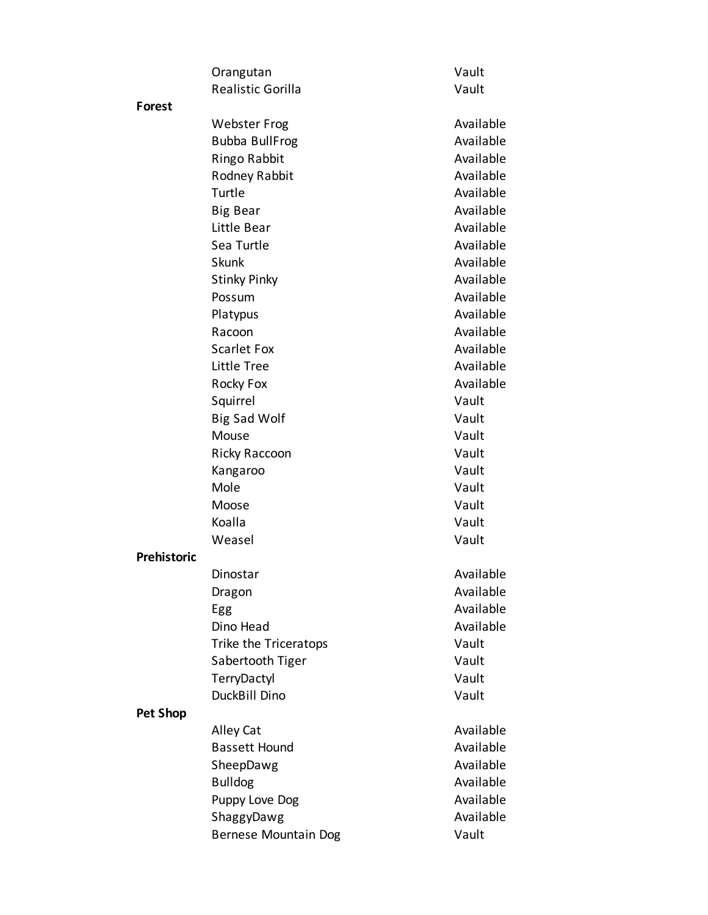| | | |
|---|---|---|
| | Orangutan | Vault |
| | Realistic Gorilla | Vault |
| **Forest** | | |
| | Webster Frog | Available |
| | Bubba BullFrog | Available |
| | Ringo Rabbit | Available |
| | Rodney Rabbit | Available |
| | Turtle | Available |
| | Big Bear | Available |
| | Little Bear | Available |
| | Sea Turtle | Available |
| | Skunk | Available |
| | Stinky Pinky | Available |
| | Possum | Available |
| | Platypus | Available |
| | Racoon | Available |
| | Scarlet Fox | Available |
| | Little Tree | Available |
| | Rocky Fox | Available |
| | Squirrel | Vault |
| | Big Sad Wolf | Vault |
| | Mouse | Vault |
| | Ricky Raccoon | Vault |
| | Kangaroo | Vault |
| | Mole | Vault |
| | Moose | Vault |
| | Koalla | Vault |
| | Weasel | Vault |
| **Prehistoric** | | |
| | Dinostar | Available |
| | Dragon | Available |
| | Egg | Available |
| | Dino Head | Available |
| | Trike the Triceratops | Vault |
| | Sabertooth Tiger | Vault |
| | TerryDactyl | Vault |
| | DuckBill Dino | Vault |
| **Pet Shop** | | |
| | Alley Cat | Available |
| | Bassett Hound | Available |
| | SheepDawg | Available |
| | Bulldog | Available |
| | Puppy Love Dog | Available |
| | ShaggyDawg | Available |
| | Bernese Mountain Dog | Vault |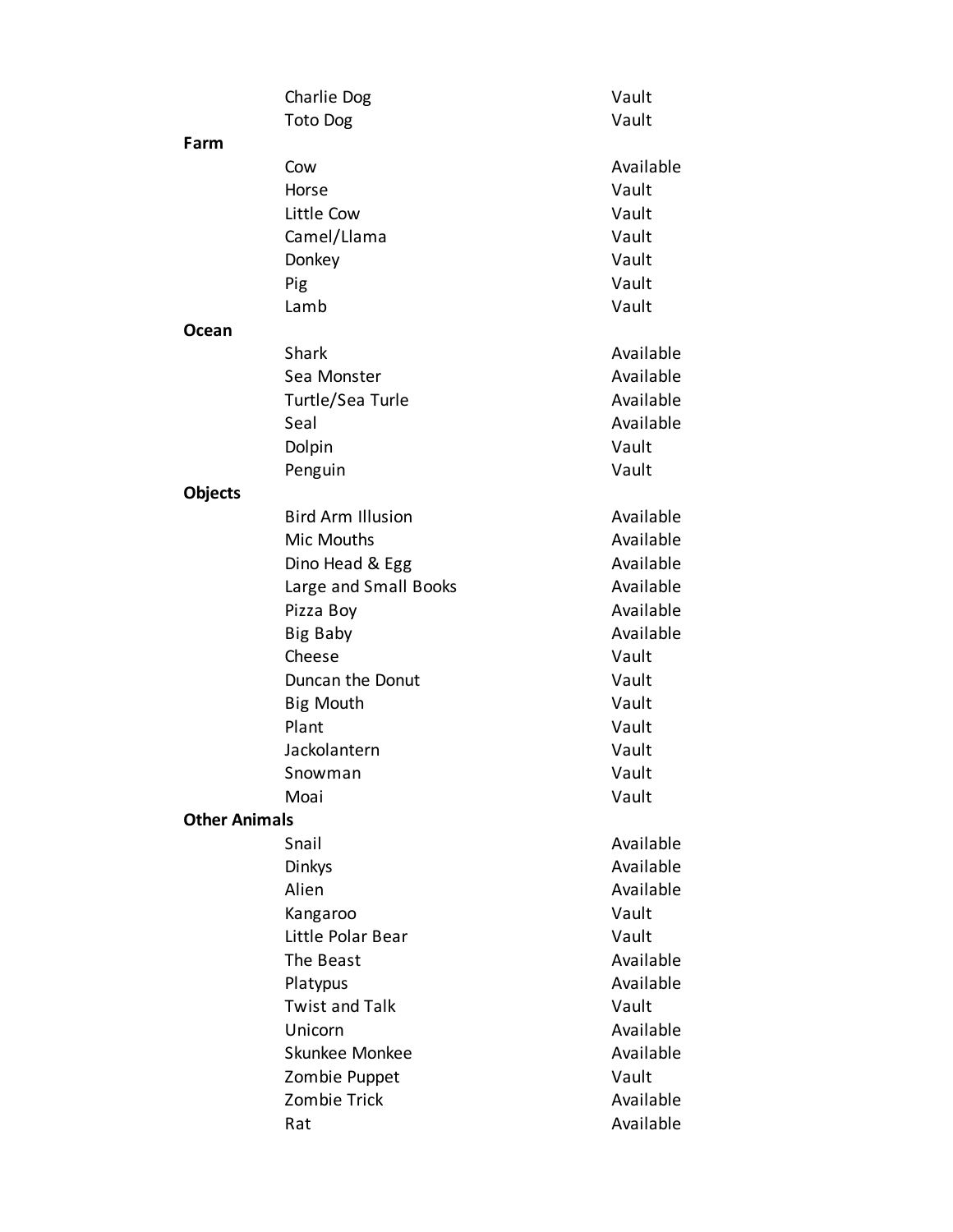| Category | Item | Status |
| --- | --- | --- |
| | Charlie Dog | Vault |
| | Toto Dog | Vault |
| **Farm** | | |
| | Cow | Available |
| | Horse | Vault |
| | Little Cow | Vault |
| | Camel/Llama | Vault |
| | Donkey | Vault |
| | Pig | Vault |
| | Lamb | Vault |
| **Ocean** | | |
| | Shark | Available |
| | Sea Monster | Available |
| | Turtle/Sea Turle | Available |
| | Seal | Available |
| | Dolpin | Vault |
| | Penguin | Vault |
| **Objects** | | |
| | Bird Arm Illusion | Available |
| | Mic Mouths | Available |
| | Dino Head & Egg | Available |
| | Large and Small Books | Available |
| | Pizza Boy | Available |
| | Big Baby | Available |
| | Cheese | Vault |
| | Duncan the Donut | Vault |
| | Big Mouth | Vault |
| | Plant | Vault |
| | Jackolantern | Vault |
| | Snowman | Vault |
| | Moai | Vault |
| **Other Animals** | | |
| | Snail | Available |
| | Dinkys | Available |
| | Alien | Available |
| | Kangaroo | Vault |
| | Little Polar Bear | Vault |
| | The Beast | Available |
| | Platypus | Available |
| | Twist and Talk | Vault |
| | Unicorn | Available |
| | Skunkee Monkee | Available |
| | Zombie Puppet | Vault |
| | Zombie Trick | Available |
| | Rat | Available |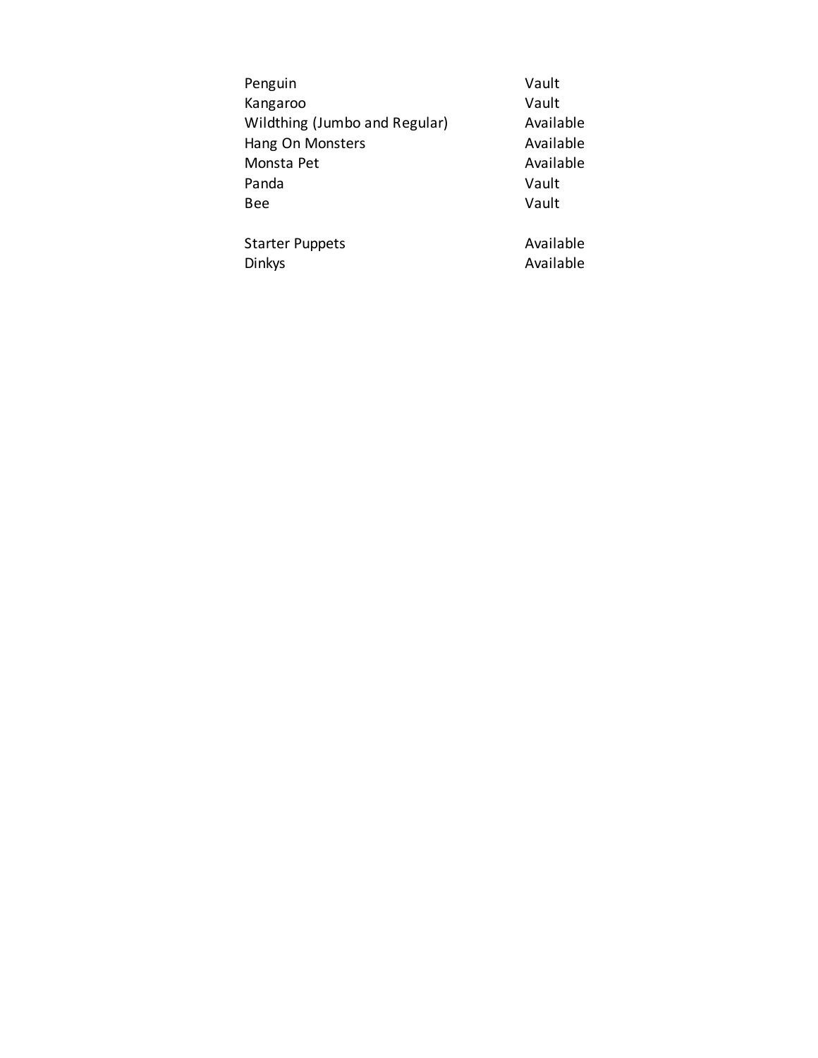| | |
|---|---|
| Penguin | Vault |
| Kangaroo | Vault |
| Wildthing (Jumbo and Regular) | Available |
| Hang On Monsters | Available |
| Monsta Pet | Available |
| Panda | Vault |
| Bee | Vault |
| | |
| Starter Puppets | Available |
| Dinkys | Available |